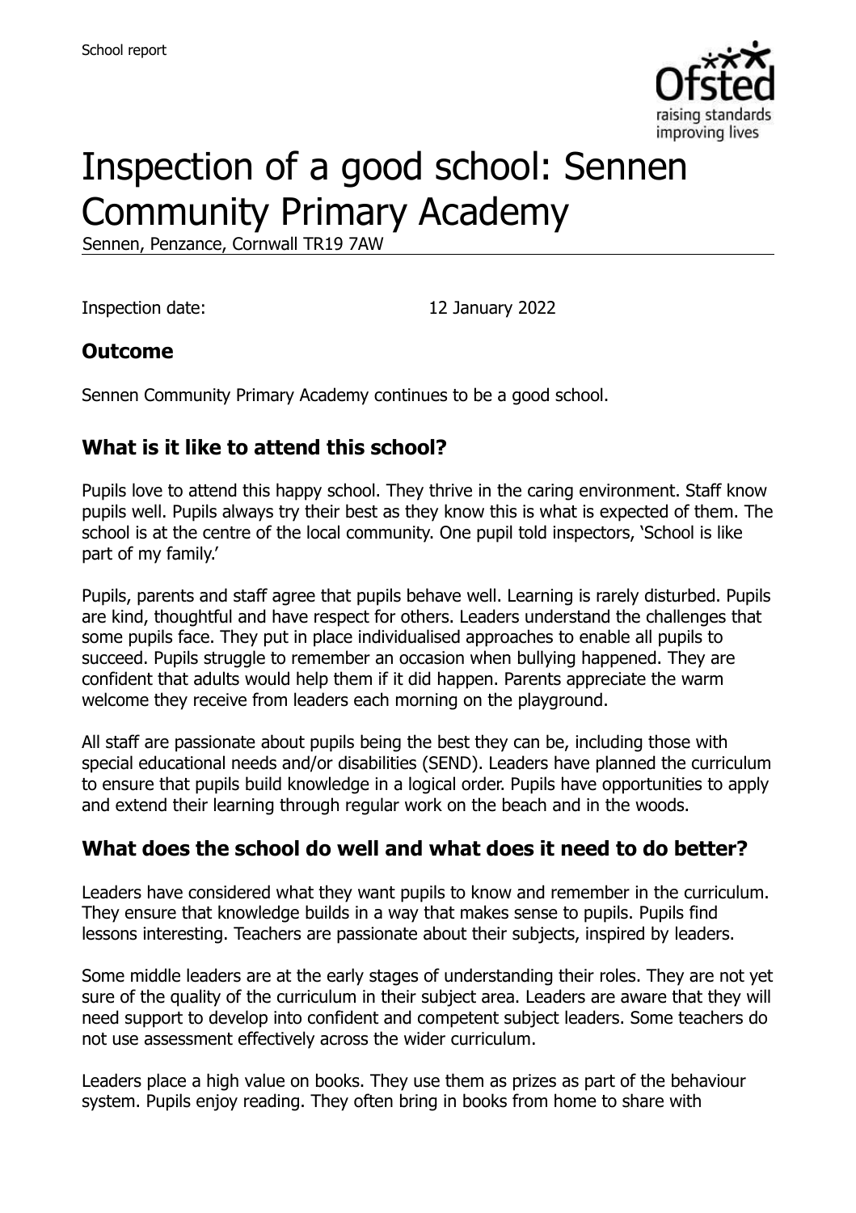School report

# Inspection of a good school: Sennen Community Primary Academy

Sennen, Penzance, Cornwall TR19 7AW

Inspection date: 12 January 2022

## Outcome

Sennen Community Primary Academy continues to be a good school.

## What is it like to attend this school?

Pupils love to attend this happy school. They thrive in the caring environment. Staff know pupils well. Pupils always try their best as they know this is what is expected of them. The school is at the centre of the local community. One pupil told inspectors, 'School is like part of my family.'

Pupils, parents and staff agree that pupils behave well. Learning is rarely disturbed. Pupils are kind, thoughtful and have respect for others. Leaders understand the challenges that some pupils face. They put in place individualised approaches to enable all pupils to succeed. Pupils struggle to remember an occasion when bullying happened. They are confident that adults would help them if it did happen. Parents appreciate the warm welcome they receive from leaders each morning on the playground.

All staff are passionate about pupils being the best they can be, including those with special educational needs and/or disabilities (SEND). Leaders have planned the curriculum to ensure that pupils build knowledge in a logical order. Pupils have opportunities to apply and extend their learning through regular work on the beach and in the woods.

## What does the school do well and what does it need to do better?

Leaders have considered what they want pupils to know and remember in the curriculum. They ensure that knowledge builds in a way that makes sense to pupils. Pupils find lessons interesting. Teachers are passionate about their subjects, inspired by leaders.

Some middle leaders are at the early stages of understanding their roles. They are not yet sure of the quality of the curriculum in their subject area. Leaders are aware that they will need support to develop into confident and competent subject leaders. Some teachers do not use assessment effectively across the wider curriculum.

Leaders place a high value on books. They use them as prizes as part of the behaviour system. Pupils enjoy reading. They often bring in books from home to share with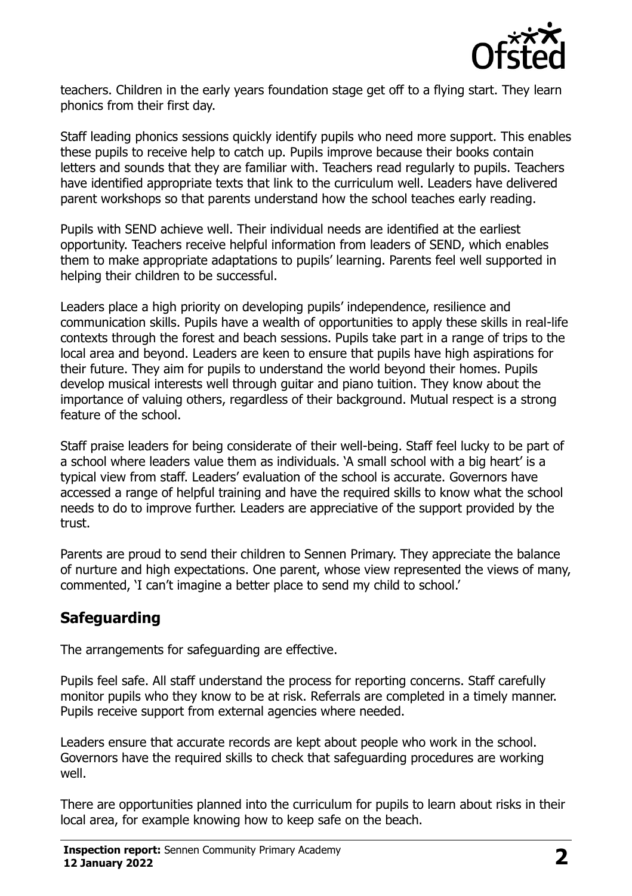teachers. Children in the early years foundation stage get off to a flying start. They learn phonics from their first day.

Staff leading phonics sessions quickly identify pupils who need more support. This enables these pupils to receive help to catch up. Pupils improve because their books contain letters and sounds that they are familiar with. Teachers read regularly to pupils. Teachers have identified appropriate texts that link to the curriculum well. Leaders have delivered parent workshops so that parents understand how the school teaches early reading.

Pupils with SEND achieve well. Their individual needs are identified at the earliest opportunity. Teachers receive helpful information from leaders of SEND, which enables them to make appropriate adaptations to pupils' learning. Parents feel well supported in helping their children to be successful.

Leaders place a high priority on developing pupils' independence, resilience and communication skills. Pupils have a wealth of opportunities to apply these skills in real-life contexts through the forest and beach sessions. Pupils take part in a range of trips to the local area and beyond. Leaders are keen to ensure that pupils have high aspirations for their future. They aim for pupils to understand the world beyond their homes. Pupils develop musical interests well through guitar and piano tuition. They know about the importance of valuing others, regardless of their background. Mutual respect is a strong feature of the school.

Staff praise leaders for being considerate of their well-being. Staff feel lucky to be part of a school where leaders value them as individuals. 'A small school with a big heart' is a typical view from staff. Leaders' evaluation of the school is accurate. Governors have accessed a range of helpful training and have the required skills to know what the school needs to do to improve further. Leaders are appreciative of the support provided by the trust.

Parents are proud to send their children to Sennen Primary. They appreciate the balance of nurture and high expectations. One parent, whose view represented the views of many, commented, 'I can't imagine a better place to send my child to school.'

## Safeguarding

The arrangements for safeguarding are effective.

Pupils feel safe. All staff understand the process for reporting concerns. Staff carefully monitor pupils who they know to be at risk. Referrals are completed in a timely manner. Pupils receive support from external agencies where needed.

Leaders ensure that accurate records are kept about people who work in the school. Governors have the required skills to check that safeguarding procedures are working well.

There are opportunities planned into the curriculum for pupils to learn about risks in their local area, for example knowing how to keep safe on the beach.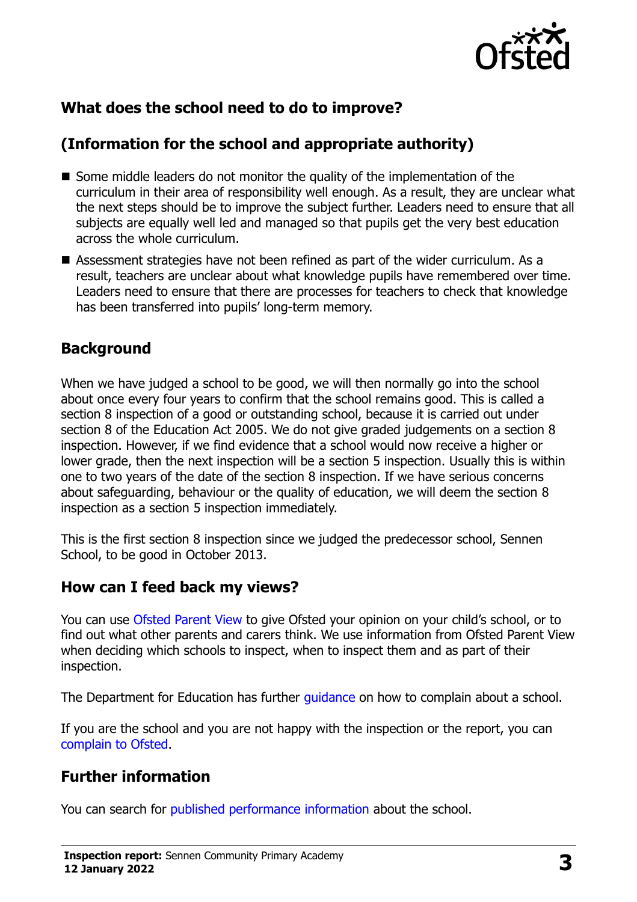## What does the school need to do to improve?

## (Information for the school and appropriate authority)

- Some middle leaders do not monitor the quality of the implementation of the curriculum in their area of responsibility well enough. As a result, they are unclear what the next steps should be to improve the subject further. Leaders need to ensure that all subjects are equally well led and managed so that pupils get the very best education across the whole curriculum.
- Assessment strategies have not been refined as part of the wider curriculum. As a result, teachers are unclear about what knowledge pupils have remembered over time. Leaders need to ensure that there are processes for teachers to check that knowledge has been transferred into pupils' long-term memory.

## Background

When we have judged a school to be good, we will then normally go into the school about once every four years to confirm that the school remains good. This is called a section 8 inspection of a good or outstanding school, because it is carried out under section 8 of the Education Act 2005. We do not give graded judgements on a section 8 inspection. However, if we find evidence that a school would now receive a higher or lower grade, then the next inspection will be a section 5 inspection. Usually this is within one to two years of the date of the section 8 inspection. If we have serious concerns about safeguarding, behaviour or the quality of education, we will deem the section 8 inspection as a section 5 inspection immediately.

This is the first section 8 inspection since we judged the predecessor school, Sennen School, to be good in October 2013.

## How can I feed back my views?

You can use Ofsted Parent View to give Ofsted your opinion on your child's school, or to find out what other parents and carers think. We use information from Ofsted Parent View when deciding which schools to inspect, when to inspect them and as part of their inspection.

The Department for Education has further guidance on how to complain about a school.

If you are the school and you are not happy with the inspection or the report, you can complain to Ofsted.

## Further information

You can search for published performance information about the school.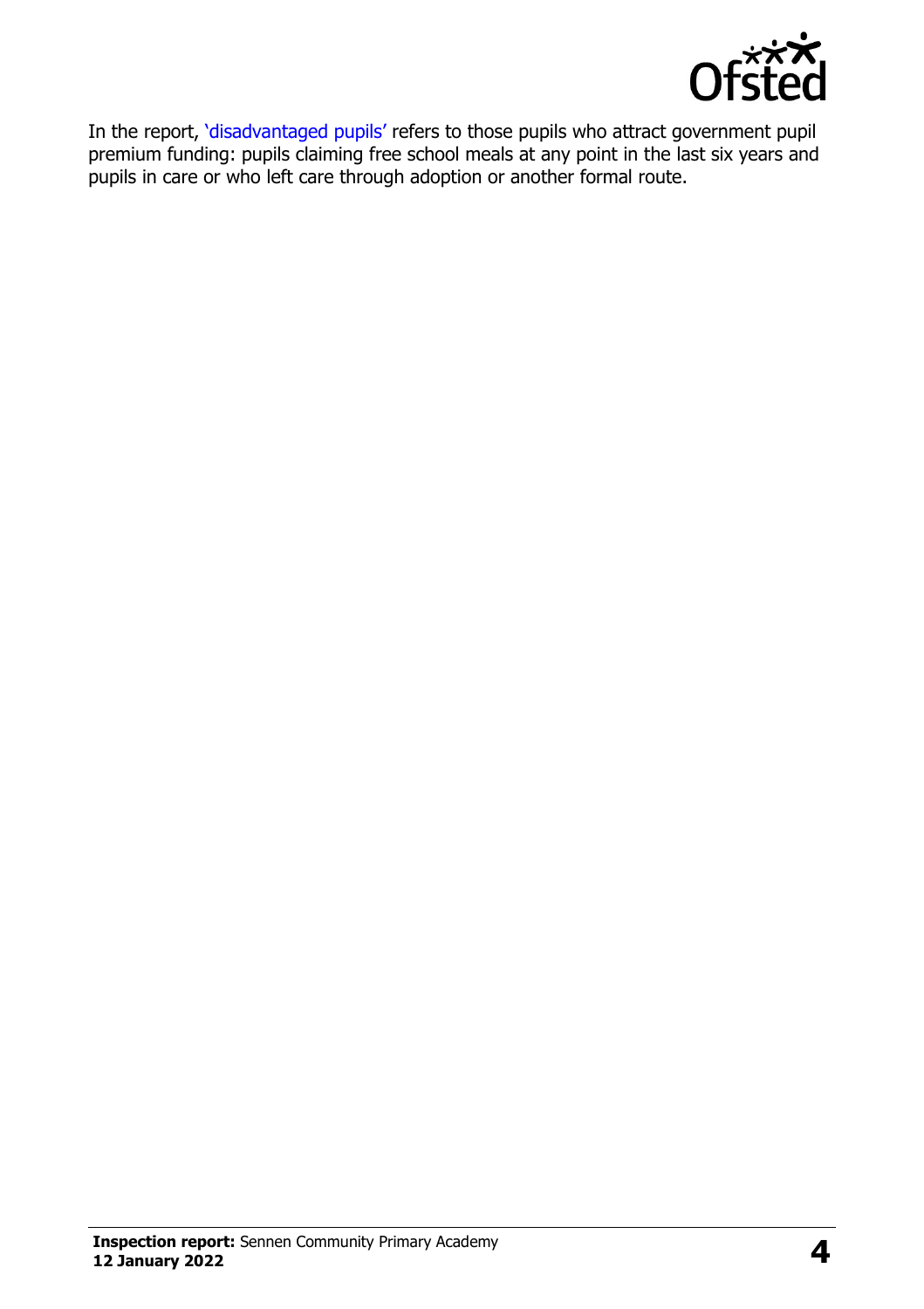In the report, 'disadvantaged pupils' refers to those pupils who attract government pupil premium funding: pupils claiming free school meals at any point in the last six years and pupils in care or who left care through adoption or another formal route.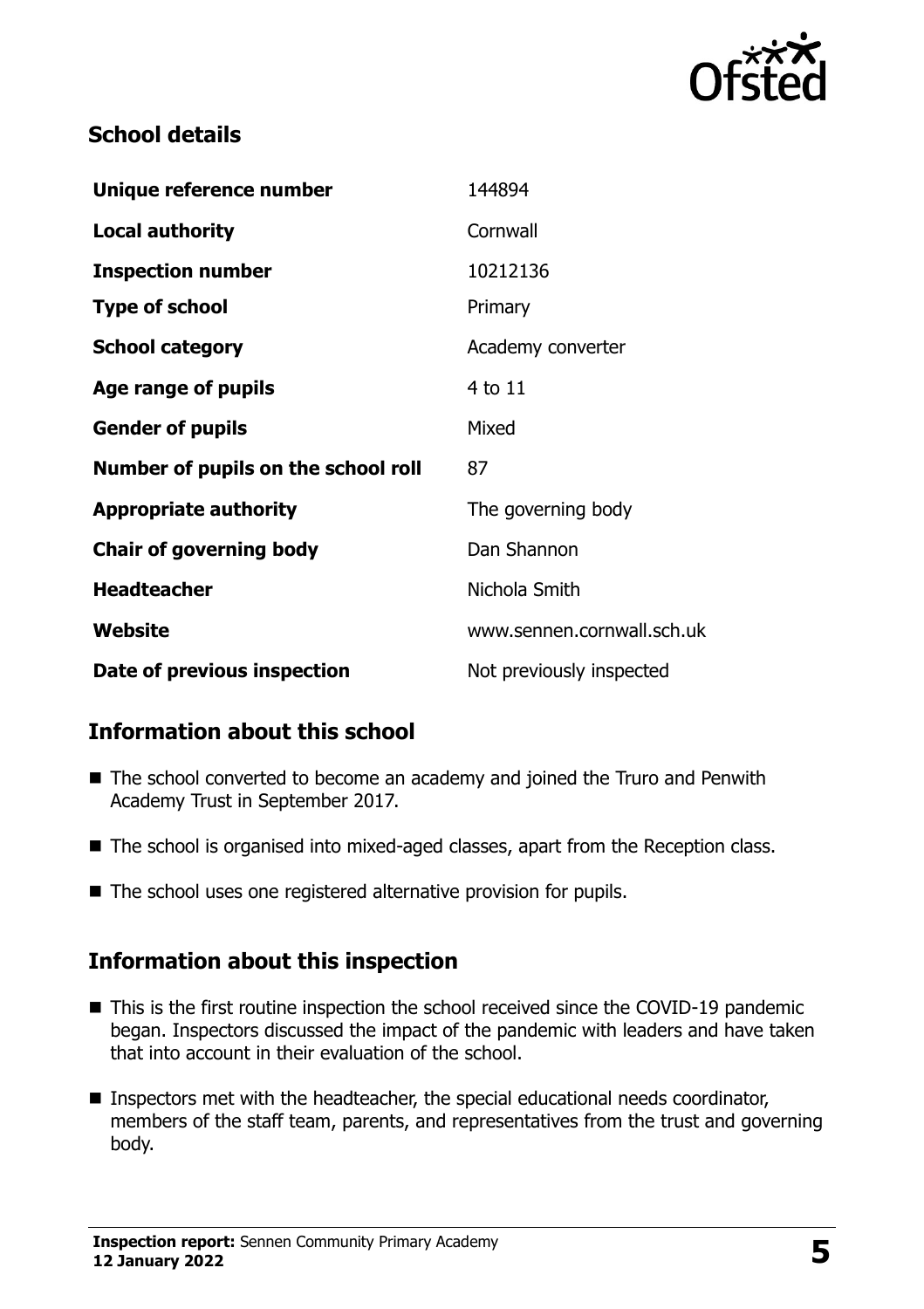## School details

| | |
|---|---|
| **Unique reference number** | 144894 |
| **Local authority** | Cornwall |
| **Inspection number** | 10212136 |
| **Type of school** | Primary |
| **School category** | Academy converter |
| **Age range of pupils** | 4 to 11 |
| **Gender of pupils** | Mixed |
| **Number of pupils on the school roll** | 87 |
| **Appropriate authority** | The governing body |
| **Chair of governing body** | Dan Shannon |
| **Headteacher** | Nichola Smith |
| **Website** | www.sennen.cornwall.sch.uk |
| **Date of previous inspection** | Not previously inspected |

## Information about this school

- The school converted to become an academy and joined the Truro and Penwith Academy Trust in September 2017.
- The school is organised into mixed-aged classes, apart from the Reception class.
- The school uses one registered alternative provision for pupils.

## Information about this inspection

- This is the first routine inspection the school received since the COVID-19 pandemic began. Inspectors discussed the impact of the pandemic with leaders and have taken that into account in their evaluation of the school.
- Inspectors met with the headteacher, the special educational needs coordinator, members of the staff team, parents, and representatives from the trust and governing body.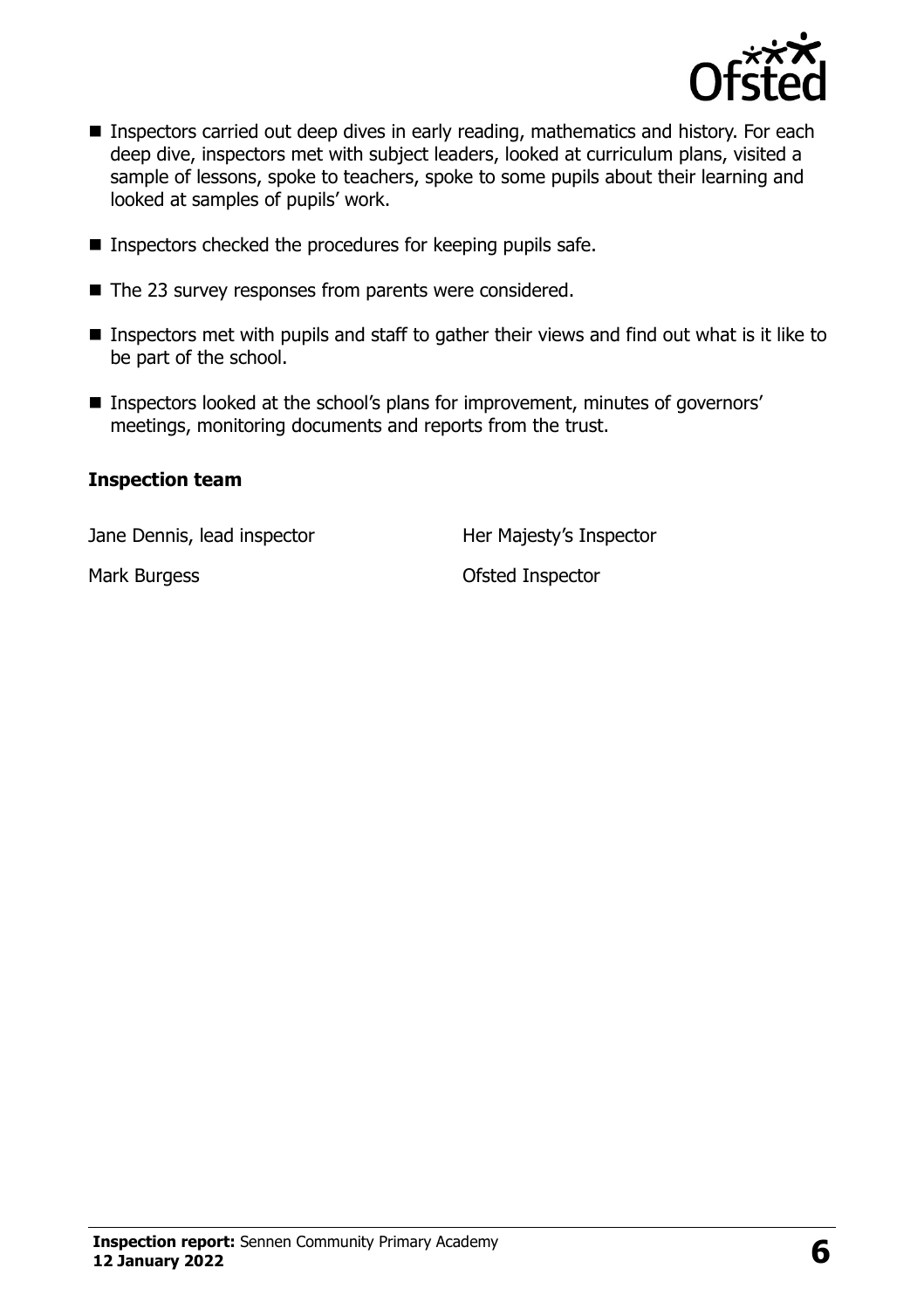- Inspectors carried out deep dives in early reading, mathematics and history. For each deep dive, inspectors met with subject leaders, looked at curriculum plans, visited a sample of lessons, spoke to teachers, spoke to some pupils about their learning and looked at samples of pupils' work.
- Inspectors checked the procedures for keeping pupils safe.
- The 23 survey responses from parents were considered.
- Inspectors met with pupils and staff to gather their views and find out what is it like to be part of the school.
- Inspectors looked at the school's plans for improvement, minutes of governors' meetings, monitoring documents and reports from the trust.

### Inspection team

| | |
|---|---|
| Jane Dennis, lead inspector | Her Majesty's Inspector |
| Mark Burgess | Ofsted Inspector |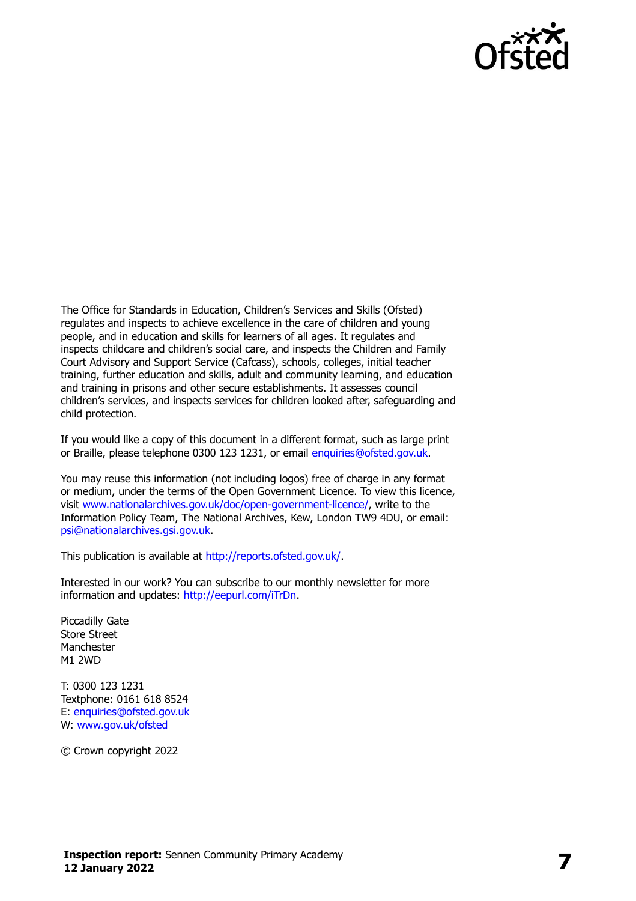The Office for Standards in Education, Children's Services and Skills (Ofsted) regulates and inspects to achieve excellence in the care of children and young people, and in education and skills for learners of all ages. It regulates and inspects childcare and children's social care, and inspects the Children and Family Court Advisory and Support Service (Cafcass), schools, colleges, initial teacher training, further education and skills, adult and community learning, and education and training in prisons and other secure establishments. It assesses council children's services, and inspects services for children looked after, safeguarding and child protection.

If you would like a copy of this document in a different format, such as large print or Braille, please telephone 0300 123 1231, or email enquiries@ofsted.gov.uk.

You may reuse this information (not including logos) free of charge in any format or medium, under the terms of the Open Government Licence. To view this licence, visit www.nationalarchives.gov.uk/doc/open-government-licence/, write to the Information Policy Team, The National Archives, Kew, London TW9 4DU, or email: psi@nationalarchives.gsi.gov.uk.

This publication is available at http://reports.ofsted.gov.uk/.

Interested in our work? You can subscribe to our monthly newsletter for more information and updates: http://eepurl.com/iTrDn.

Piccadilly Gate
Store Street
Manchester
M1 2WD

T: 0300 123 1231
Textphone: 0161 618 8524
E: enquiries@ofsted.gov.uk
W: www.gov.uk/ofsted

© Crown copyright 2022